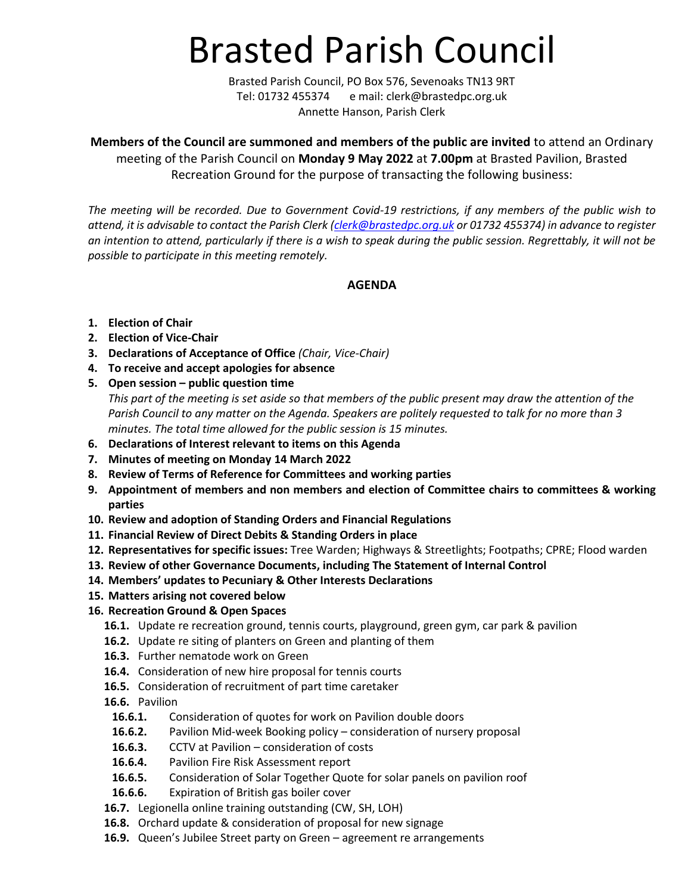# Brasted Parish Council

Brasted Parish Council, PO Box 576, Sevenoaks TN13 9RT
Tel: 01732 455374 e mail: clerk@brastedpc.org.uk
Annette Hanson, Parish Clerk

**Members of the Council are summoned and members of the public are invited** to attend an Ordinary meeting of the Parish Council on **Monday 9 May 2022** at **7.00pm** at Brasted Pavilion, Brasted Recreation Ground for the purpose of transacting the following business:

*The meeting will be recorded. Due to Government Covid-19 restrictions, if any members of the public wish to attend, it is advisable to contact the Parish Clerk (clerk@brastedpc.org.uk or 01732 455374) in advance to register an intention to attend, particularly if there is a wish to speak during the public session. Regrettably, it will not be possible to participate in this meeting remotely.*

## AGENDA

1. **Election of Chair**
2. **Election of Vice-Chair**
3. **Declarations of Acceptance of Office** *(Chair, Vice-Chair)*
4. **To receive and accept apologies for absence**
5. **Open session – public question time**
   *This part of the meeting is set aside so that members of the public present may draw the attention of the Parish Council to any matter on the Agenda. Speakers are politely requested to talk for no more than 3 minutes. The total time allowed for the public session is 15 minutes.*
6. **Declarations of Interest relevant to items on this Agenda**
7. **Minutes of meeting on Monday 14 March 2022**
8. **Review of Terms of Reference for Committees and working parties**
9. **Appointment of members and non members and election of Committee chairs to committees & working parties**
10. **Review and adoption of Standing Orders and Financial Regulations**
11. **Financial Review of Direct Debits & Standing Orders in place**
12. **Representatives for specific issues:** Tree Warden; Highways & Streetlights; Footpaths; CPRE; Flood warden
13. **Review of other Governance Documents, including The Statement of Internal Control**
14. **Members' updates to Pecuniary & Other Interests Declarations**
15. **Matters arising not covered below**
16. **Recreation Ground & Open Spaces**
    - **16.1.** Update re recreation ground, tennis courts, playground, green gym, car park & pavilion
    - **16.2.** Update re siting of planters on Green and planting of them
    - **16.3.** Further nematode work on Green
    - **16.4.** Consideration of new hire proposal for tennis courts
    - **16.5.** Consideration of recruitment of part time caretaker
    - **16.6.** Pavilion
      - **16.6.1.** Consideration of quotes for work on Pavilion double doors
      - **16.6.2.** Pavilion Mid-week Booking policy – consideration of nursery proposal
      - **16.6.3.** CCTV at Pavilion – consideration of costs
      - **16.6.4.** Pavilion Fire Risk Assessment report
      - **16.6.5.** Consideration of Solar Together Quote for solar panels on pavilion roof
      - **16.6.6.** Expiration of British gas boiler cover
    - **16.7.** Legionella online training outstanding (CW, SH, LOH)
    - **16.8.** Orchard update & consideration of proposal for new signage
    - **16.9.** Queen's Jubilee Street party on Green – agreement re arrangements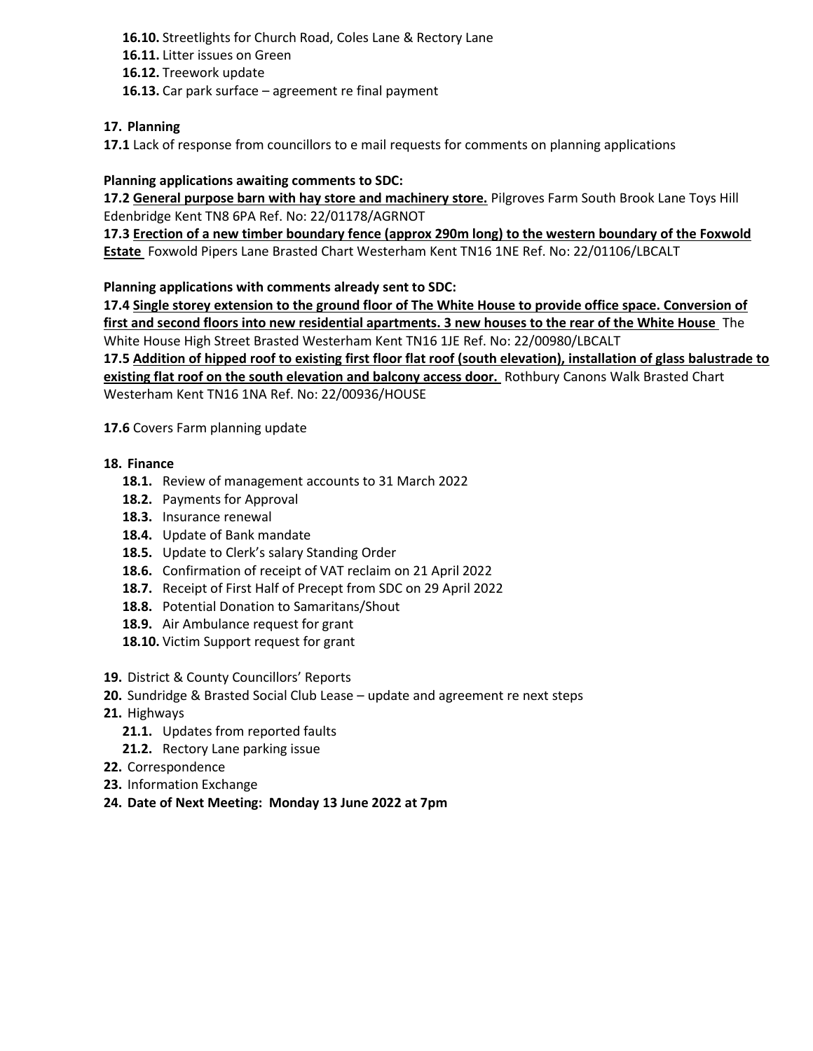**16.10.** Streetlights for Church Road, Coles Lane & Rectory Lane
**16.11.** Litter issues on Green
**16.12.** Treework update
**16.13.** Car park surface – agreement re final payment

**17. Planning**

**17.1** Lack of response from councillors to e mail requests for comments on planning applications

**Planning applications awaiting comments to SDC:**

**17.2 <u>General purpose barn with hay store and machinery store.</u>** Pilgroves Farm South Brook Lane Toys Hill Edenbridge Kent TN8 6PA Ref. No: 22/01178/AGRNOT

**17.3 <u>Erection of a new timber boundary fence (approx 290m long) to the western boundary of the Foxwold Estate</u>** Foxwold Pipers Lane Brasted Chart Westerham Kent TN16 1NE Ref. No: 22/01106/LBCALT

**Planning applications with comments already sent to SDC:**

**17.4 <u>Single storey extension to the ground floor of The White House to provide office space. Conversion of first and second floors into new residential apartments. 3 new houses to the rear of the White House</u>** The White House High Street Brasted Westerham Kent TN16 1JE Ref. No: 22/00980/LBCALT

**17.5 <u>Addition of hipped roof to existing first floor flat roof (south elevation), installation of glass balustrade to existing flat roof on the south elevation and balcony access door.</u>** Rothbury Canons Walk Brasted Chart Westerham Kent TN16 1NA Ref. No: 22/00936/HOUSE

**17.6** Covers Farm planning update

**18. Finance**

**18.1.** Review of management accounts to 31 March 2022
**18.2.** Payments for Approval
**18.3.** Insurance renewal
**18.4.** Update of Bank mandate
**18.5.** Update to Clerk's salary Standing Order
**18.6.** Confirmation of receipt of VAT reclaim on 21 April 2022
**18.7.** Receipt of First Half of Precept from SDC on 29 April 2022
**18.8.** Potential Donation to Samaritans/Shout
**18.9.** Air Ambulance request for grant
**18.10.** Victim Support request for grant

**19.** District & County Councillors' Reports

**20.** Sundridge & Brasted Social Club Lease – update and agreement re next steps

**21.** Highways

**21.1.** Updates from reported faults
**21.2.** Rectory Lane parking issue

**22.** Correspondence

**23.** Information Exchange

**24. Date of Next Meeting: Monday 13 June 2022 at 7pm**